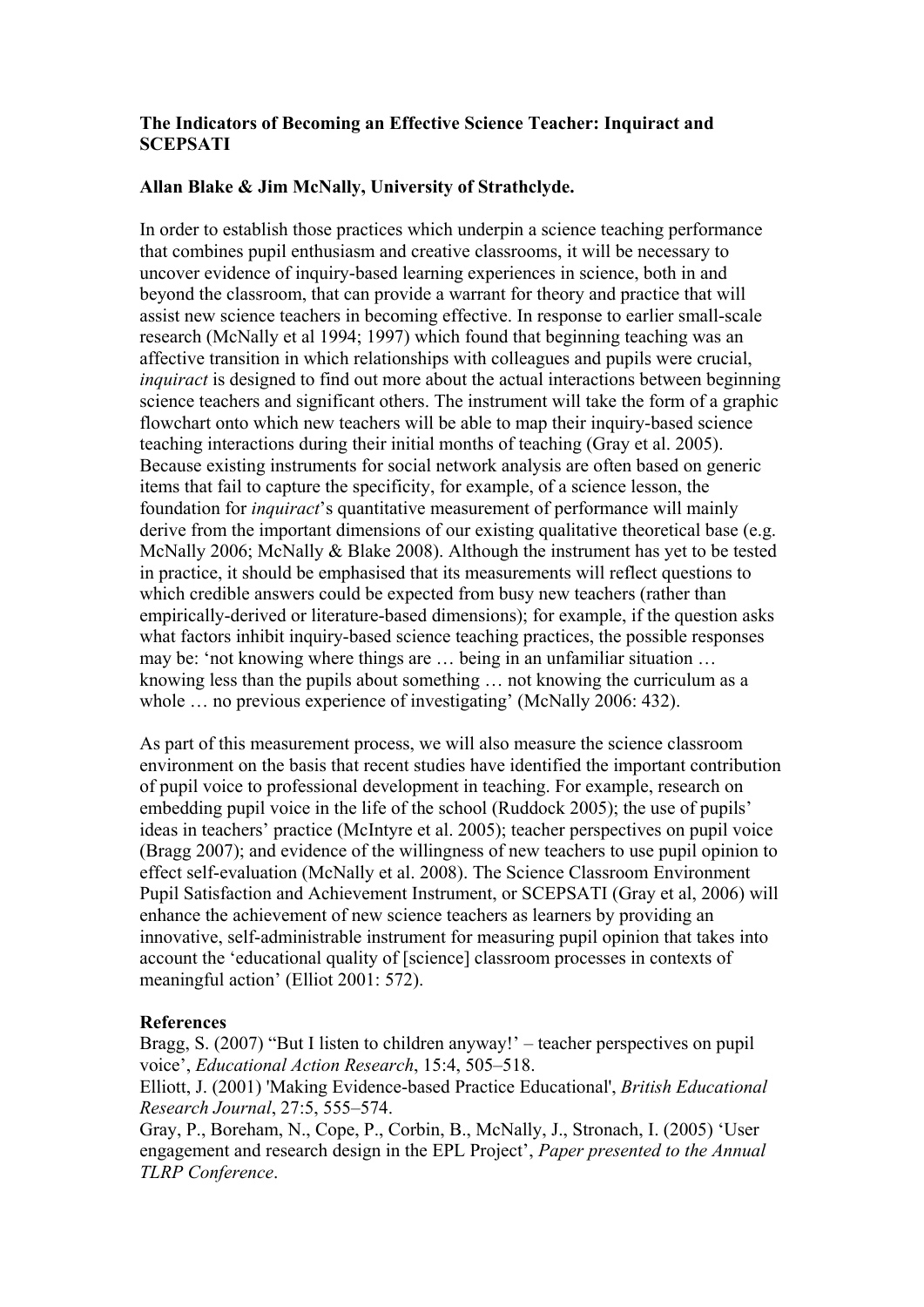**The Indicators of Becoming an Effective Science Teacher: Inquiract and SCEPSATI**

**Allan Blake & Jim McNally, University of Strathclyde.**

In order to establish those practices which underpin a science teaching performance that combines pupil enthusiasm and creative classrooms, it will be necessary to uncover evidence of inquiry-based learning experiences in science, both in and beyond the classroom, that can provide a warrant for theory and practice that will assist new science teachers in becoming effective. In response to earlier small-scale research (McNally et al 1994; 1997) which found that beginning teaching was an affective transition in which relationships with colleagues and pupils were crucial, *inquiract* is designed to find out more about the actual interactions between beginning science teachers and significant others. The instrument will take the form of a graphic flowchart onto which new teachers will be able to map their inquiry-based science teaching interactions during their initial months of teaching (Gray et al. 2005). Because existing instruments for social network analysis are often based on generic items that fail to capture the specificity, for example, of a science lesson, the foundation for *inquiract*'s quantitative measurement of performance will mainly derive from the important dimensions of our existing qualitative theoretical base (e.g. McNally 2006; McNally & Blake 2008). Although the instrument has yet to be tested in practice, it should be emphasised that its measurements will reflect questions to which credible answers could be expected from busy new teachers (rather than empirically-derived or literature-based dimensions); for example, if the question asks what factors inhibit inquiry-based science teaching practices, the possible responses may be: 'not knowing where things are … being in an unfamiliar situation … knowing less than the pupils about something … not knowing the curriculum as a whole … no previous experience of investigating' (McNally 2006: 432).

As part of this measurement process, we will also measure the science classroom environment on the basis that recent studies have identified the important contribution of pupil voice to professional development in teaching. For example, research on embedding pupil voice in the life of the school (Ruddock 2005); the use of pupils' ideas in teachers' practice (McIntyre et al. 2005); teacher perspectives on pupil voice (Bragg 2007); and evidence of the willingness of new teachers to use pupil opinion to effect self-evaluation (McNally et al. 2008). The Science Classroom Environment Pupil Satisfaction and Achievement Instrument, or SCEPSATI (Gray et al, 2006) will enhance the achievement of new science teachers as learners by providing an innovative, self-administrable instrument for measuring pupil opinion that takes into account the 'educational quality of [science] classroom processes in contexts of meaningful action' (Elliot 2001: 572).

**References**

Bragg, S. (2007) "But I listen to children anyway!' – teacher perspectives on pupil voice', *Educational Action Research*, 15:4, 505–518.

Elliott, J. (2001) 'Making Evidence-based Practice Educational', *British Educational Research Journal*, 27:5, 555–574.

Gray, P., Boreham, N., Cope, P., Corbin, B., McNally, J., Stronach, I. (2005) 'User engagement and research design in the EPL Project', *Paper presented to the Annual TLRP Conference*.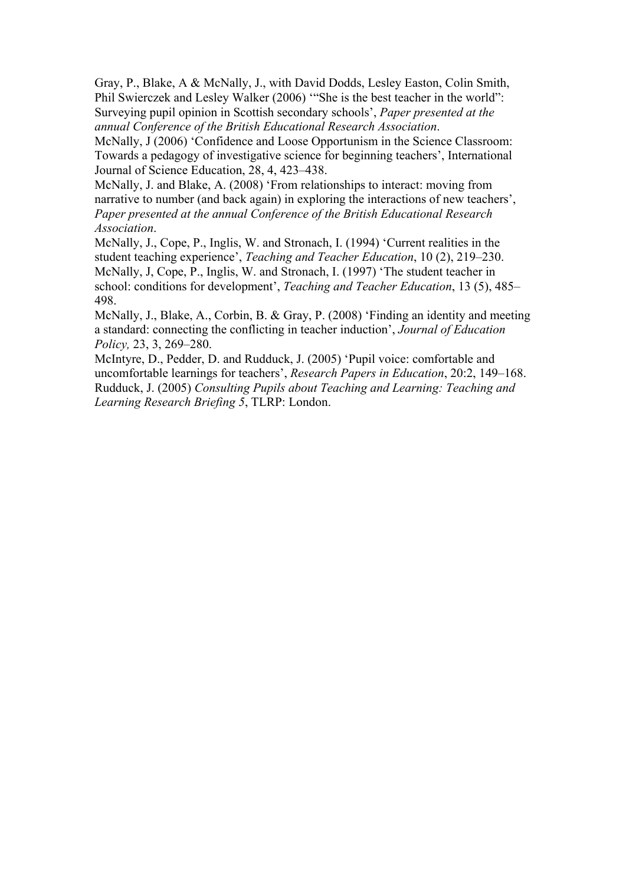Gray, P., Blake, A & McNally, J., with David Dodds, Lesley Easton, Colin Smith, Phil Swierczek and Lesley Walker (2006) '"She is the best teacher in the world": Surveying pupil opinion in Scottish secondary schools', *Paper presented at the annual Conference of the British Educational Research Association*.

McNally, J (2006) 'Confidence and Loose Opportunism in the Science Classroom: Towards a pedagogy of investigative science for beginning teachers', International Journal of Science Education, 28, 4, 423–438.

McNally, J. and Blake, A. (2008) 'From relationships to interact: moving from narrative to number (and back again) in exploring the interactions of new teachers', *Paper presented at the annual Conference of the British Educational Research Association*.

McNally, J., Cope, P., Inglis, W. and Stronach, I. (1994) 'Current realities in the student teaching experience', *Teaching and Teacher Education*, 10 (2), 219–230.

McNally, J, Cope, P., Inglis, W. and Stronach, I. (1997) 'The student teacher in school: conditions for development', *Teaching and Teacher Education*, 13 (5), 485–498.

McNally, J., Blake, A., Corbin, B. & Gray, P. (2008) 'Finding an identity and meeting a standard: connecting the conflicting in teacher induction', *Journal of Education Policy,* 23, 3, 269–280.

McIntyre, D., Pedder, D. and Rudduck, J. (2005) 'Pupil voice: comfortable and uncomfortable learnings for teachers', *Research Papers in Education*, 20:2, 149–168.

Rudduck, J. (2005) *Consulting Pupils about Teaching and Learning: Teaching and Learning Research Briefing 5*, TLRP: London.